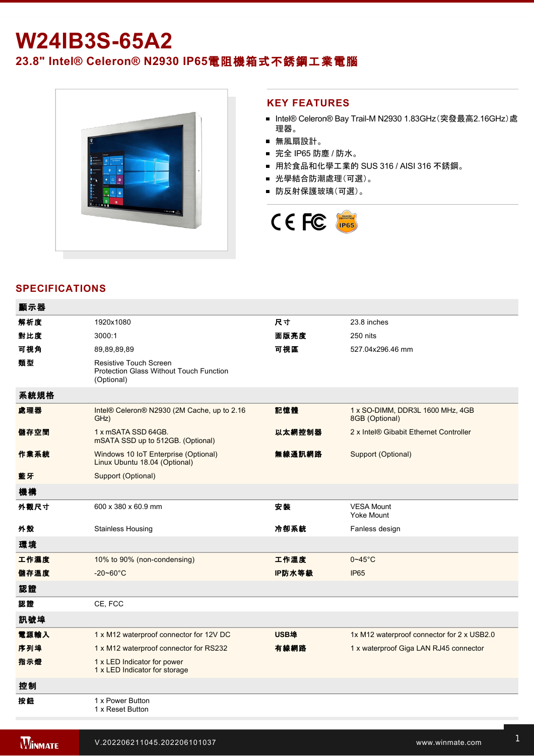# W24IB3S-65A2

## 23.8" Intel® Celeron® N2930 IP65電阻機箱式不銹鋼工業電腦

## KEY FEATURES

- Intel® Celeron® Bay Trail-M N2930 1.83GHz(突發最高2.16GHz)處理器。
- 無風扇設計。
- 完全 IP65 防塵 / 防水。
- 用於食品和化學工業的 SUS 316 / AISI 316 不銹鋼。
- 光學結合防潮處理(可選)。
- 防反射保護玻璃(可選)。

## SPECIFICATIONS

| 顯示器 | | | |
|---|---|---|---|
| 解析度 | 1920x1080 | 尺寸 | 23.8 inches |
| 對比度 | 3000:1 | 面版亮度 | 250 nits |
| 可視角 | 89,89,89,89 | 可視區 | 527.04x296.46 mm |
| 類型 | Resistive Touch Screen<br>Protection Glass Without Touch Function (Optional) | | |
| **系統規格** | | | |
| 處理器 | Intel® Celeron® N2930 (2M Cache, up to 2.16 GHz) | 記憶體 | 1 x SO-DIMM, DDR3L 1600 MHz, 4GB<br>8GB (Optional) |
| 儲存空間 | 1 x mSATA SSD 64GB.<br>mSATA SSD up to 512GB. (Optional) | 以太網控制器 | 2 x Intel® Gibabit Ethernet Controller |
| 作業系統 | Windows 10 IoT Enterprise (Optional)<br>Linux Ubuntu 18.04 (Optional) | 無線通訊網路 | Support (Optional) |
| 藍牙 | Support (Optional) | | |
| **機構** | | | |
| 外觀尺寸 | 600 x 380 x 60.9 mm | 安裝 | VESA Mount<br>Yoke Mount |
| 外殼 | Stainless Housing | 冷卻系統 | Fanless design |
| **環境** | | | |
| 工作濕度 | 10% to 90% (non-condensing) | 工作溫度 | 0~45°C |
| 儲存溫度 | -20~60°C | IP防水等級 | IP65 |
| **認證** | | | |
| 認證 | CE, FCC | | |
| **訊號埠** | | | |
| 電源輸入 | 1 x M12 waterproof connector for 12V DC | USB埠 | 1x M12 waterproof connector for 2 x USB2.0 |
| 序列埠 | 1 x M12 waterproof connector for RS232 | 有線網路 | 1 x waterproof Giga LAN RJ45 connector |
| 指示燈 | 1 x LED Indicator for power<br>1 x LED Indicator for storage | | |
| **控制** | | | |
| 按鈕 | 1 x Power Button<br>1 x Reset Button | | |

V.202206211045.202206101037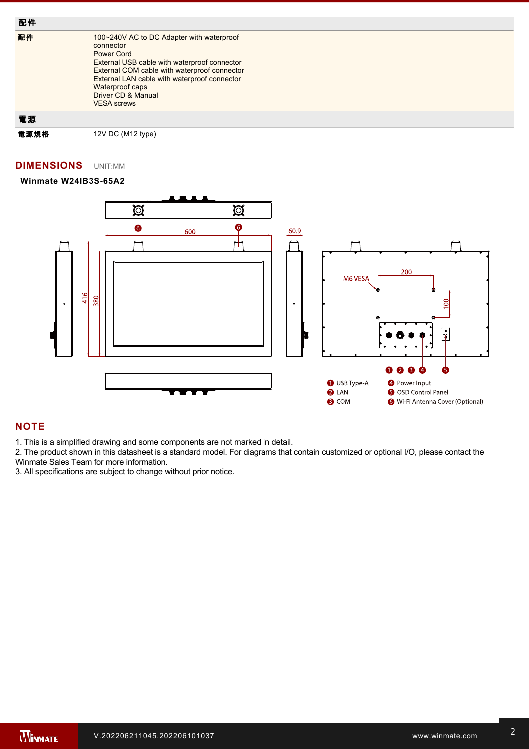| 配件 | |
|---|---|
| 配件 | 100~240V AC to DC Adapter with waterproof connector<br>Power Cord<br>External USB cable with waterproof connector<br>External COM cable with waterproof connector<br>External LAN cable with waterproof connector<br>Waterproof caps<br>Driver CD & Manual<br>VESA screws |

| 電源 | |
|---|---|
| 電源規格 | 12V DC (M12 type) |

## DIMENSIONS

UNIT:MM

**Winmate W24IB3S-65A2**

600
60.9
416
380
M6 VESA
200
100

1 USB Type-A
2 LAN
3 COM
4 Power Input
5 OSD Control Panel
6 Wi-Fi Antenna Cover (Optional)

## NOTE

1. This is a simplified drawing and some components are not marked in detail.
2. The product shown in this datasheet is a standard model. For diagrams that contain customized or optional I/O, please contact the Winmate Sales Team for more information.
3. All specifications are subject to change without prior notice.